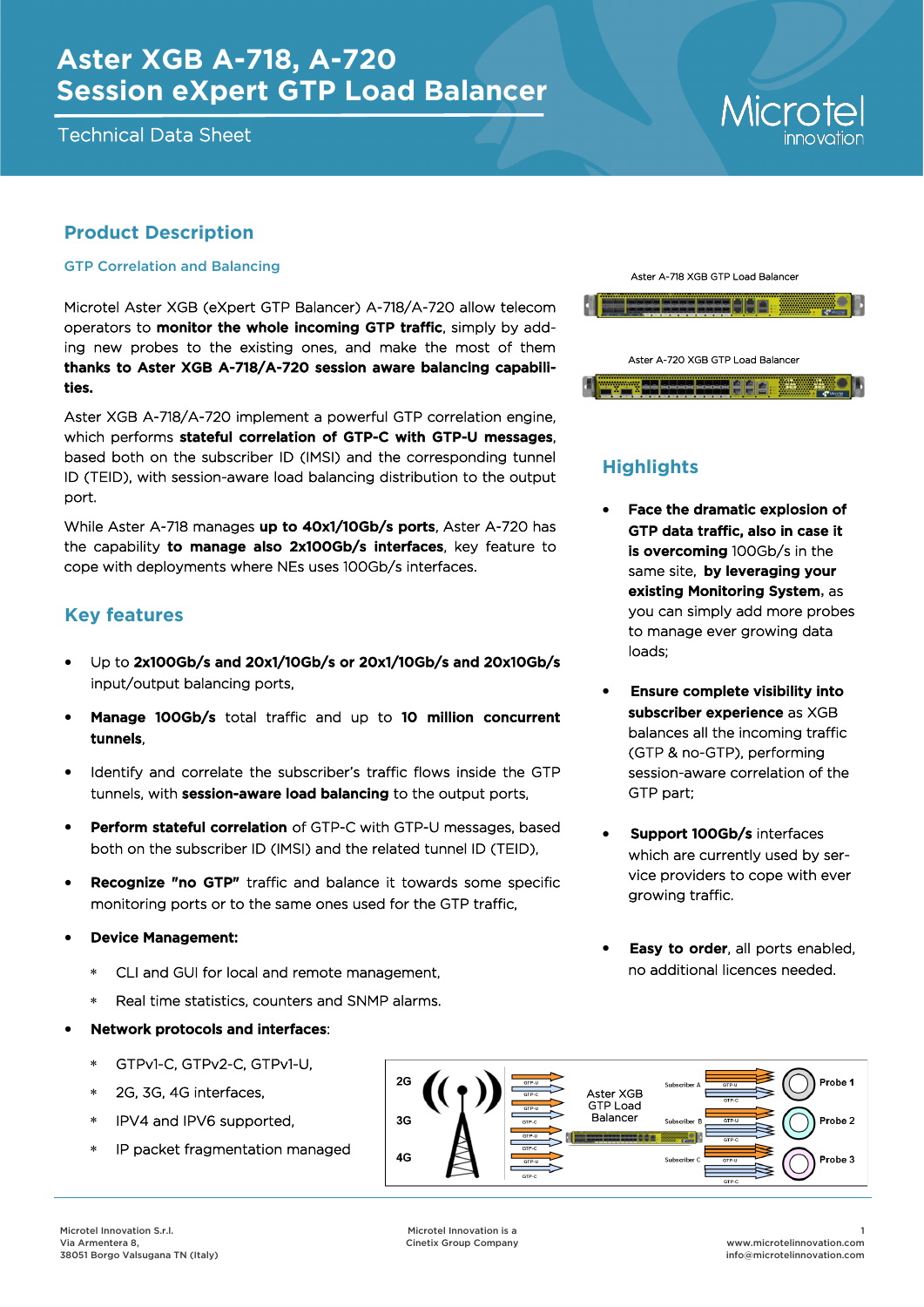# Aster XGB A-718, A-720
# Session eXpert GTP Load Balancer

Technical Data Sheet

## Product Description

### GTP Correlation and Balancing

Microtel Aster XGB (eXpert GTP Balancer) A-718/A-720 allow telecom operators to **monitor the whole incoming GTP traffic**, simply by adding new probes to the existing ones, and make the most of them **thanks to Aster XGB A-718/A-720 session aware balancing capabilities.**

Aster XGB A-718/A-720 implement a powerful GTP correlation engine, which performs **stateful correlation of GTP-C with GTP-U messages**, based both on the subscriber ID (IMSI) and the corresponding tunnel ID (TEID), with session-aware load balancing distribution to the output port.

While Aster A-718 manages **up to 40x1/10Gb/s ports**, Aster A-720 has the capability **to manage also 2x100Gb/s interfaces**, key feature to cope with deployments where NEs uses 100Gb/s interfaces.

Aster A-718 XGB GTP Load Balancer

Aster A-720 XGB GTP Load Balancer

## Key features

- Up to **2x100Gb/s and 20x1/10Gb/s or 20x1/10Gb/s and 20x10Gb/s** input/output balancing ports,
- **Manage 100Gb/s** total traffic and up to **10 million concurrent tunnels**,
- Identify and correlate the subscriber's traffic flows inside the GTP tunnels, with **session-aware load balancing** to the output ports,
- **Perform stateful correlation** of GTP-C with GTP-U messages, based both on the subscriber ID (IMSI) and the related tunnel ID (TEID),
- **Recognize "no GTP"** traffic and balance it towards some specific monitoring ports or to the same ones used for the GTP traffic,
- **Device Management:**
  * CLI and GUI for local and remote management,
  * Real time statistics, counters and SNMP alarms.
- **Network protocols and interfaces**:
  * GTPv1-C, GTPv2-C, GTPv1-U,
  * 2G, 3G, 4G interfaces,
  * IPV4 and IPV6 supported,
  * IP packet fragmentation managed

## Highlights

- **Face the dramatic explosion of GTP data traffic, also in case it is overcoming** 100Gb/s in the same site, **by leveraging your existing Monitoring System**, as you can simply add more probes to manage ever growing data loads;
- **Ensure complete visibility into subscriber experience** as XGB balances all the incoming traffic (GTP & no-GTP), performing session-aware correlation of the GTP part;
- **Support 100Gb/s** interfaces which are currently used by service providers to cope with ever growing traffic.
- **Easy to order**, all ports enabled, no additional licences needed.

2G | 3G | 4G — GTP-U / GTP-C — Aster XGB GTP Load Balancer — Subscriber A / Subscriber B / Subscriber C — Probe 1 / Probe 2 / Probe 3

Microtel Innovation S.r.l.
Via Armentera 8,
38051 Borgo Valsugana TN (Italy)

Microtel Innovation is a Cinetix Group Company

www.microtelinnovation.com
info@microtelinnovation.com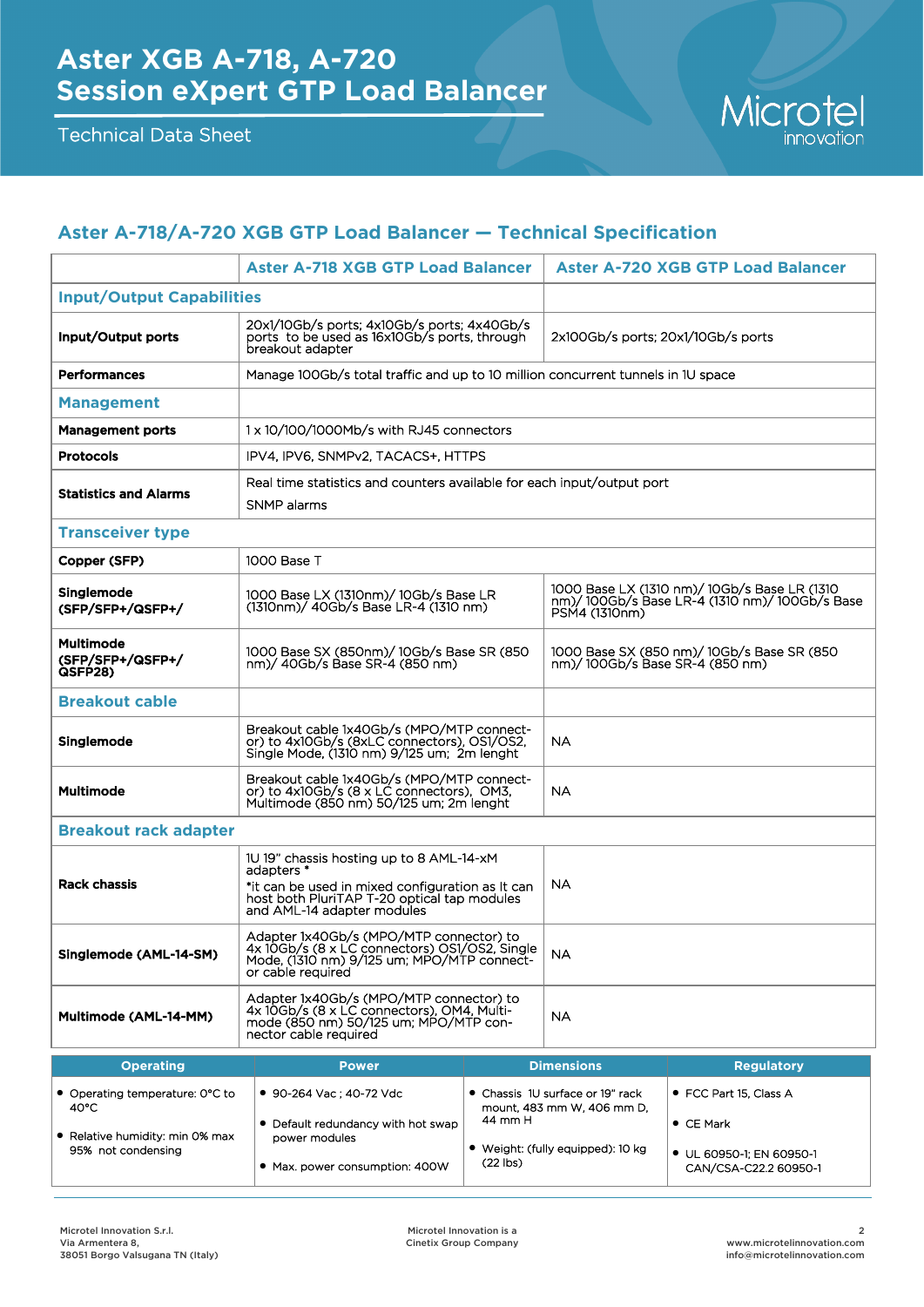# Aster XGB A-718, A-720
# Session eXpert GTP Load Balancer

Technical Data Sheet

## Aster A-718/A-720 XGB GTP Load Balancer — Technical Specification

| | Aster A-718 XGB GTP Load Balancer | Aster A-720 XGB GTP Load Balancer |
|---|---|---|
| **Input/Output Capabilities** | | |
| **Input/Output ports** | 20x1/10Gb/s ports; 4x10Gb/s ports; 4x40Gb/s ports to be used as 16x10Gb/s ports, through breakout adapter | 2x100Gb/s ports; 20x1/10Gb/s ports |
| **Performances** | Manage 100Gb/s total traffic and up to 10 million concurrent tunnels in 1U space | |
| **Management** | | |
| **Management ports** | 1 x 10/100/1000Mb/s with RJ45 connectors | |
| **Protocols** | IPV4, IPV6, SNMPv2, TACACS+, HTTPS | |
| **Statistics and Alarms** | Real time statistics and counters available for each input/output port<br>SNMP alarms | |
| **Transceiver type** | | |
| **Copper (SFP)** | 1000 Base T | |
| **Singlemode (SFP/SFP+/QSFP+/** | 1000 Base LX (1310nm)/ 10Gb/s Base LR (1310nm)/ 40Gb/s Base LR-4 (1310 nm) | 1000 Base LX (1310 nm)/ 10Gb/s Base LR (1310 nm)/ 100Gb/s Base LR-4 (1310 nm)/ 100Gb/s Base PSM4 (1310nm) |
| **Multimode (SFP/SFP+/QSFP+/ QSFP28)** | 1000 Base SX (850nm)/ 10Gb/s Base SR (850 nm)/ 40Gb/s Base SR-4 (850 nm) | 1000 Base SX (850 nm)/ 10Gb/s Base SR (850 nm)/ 100Gb/s Base SR-4 (850 nm) |
| **Breakout cable** | | |
| **Singlemode** | Breakout cable 1x40Gb/s (MPO/MTP connector) to 4x10Gb/s (8xLC connectors), OS1/OS2, Single Mode, (1310 nm) 9/125 um; 2m lenght | NA |
| **Multimode** | Breakout cable 1x40Gb/s (MPO/MTP connector) to 4x10Gb/s (8 x LC connectors), OM3, Multimode (850 nm) 50/125 um; 2m lenght | NA |
| **Breakout rack adapter** | | |
| **Rack chassis** | 1U 19" chassis hosting up to 8 AML-14-xM adapters *<br>*it can be used in mixed configuration as It can host both PluriTAP T-20 optical tap modules and AML-14 adapter modules | NA |
| **Singlemode (AML-14-SM)** | Adapter 1x40Gb/s (MPO/MTP connector) to 4x 10Gb/s (8 x LC connectors) OS1/OS2, Single Mode, (1310 nm) 9/125 um; MPO/MTP connector cable required | NA |
| **Multimode (AML-14-MM)** | Adapter 1x40Gb/s (MPO/MTP connector) to 4x 10Gb/s (8 x LC connectors), OM4, Multimode (850 nm) 50/125 um; MPO/MTP connector cable required | NA |

| Operating | Power | Dimensions | Regulatory |
|---|---|---|---|
| • Operating temperature: 0°C to 40°C<br>• Relative humidity: min 0% max 95% not condensing | • 90-264 Vac ; 40-72 Vdc<br>• Default redundancy with hot swap power modules<br>• Max. power consumption: 400W | • Chassis 1U surface or 19" rack mount, 483 mm W, 406 mm D, 44 mm H<br>• Weight: (fully equipped): 10 kg (22 lbs) | • FCC Part 15, Class A<br>• CE Mark<br>• UL 60950-1; EN 60950-1 CAN/CSA-C22.2 60950-1 |

Microtel Innovation S.r.l.
Via Armentera 8,
38051 Borgo Valsugana TN (Italy)

Microtel Innovation is a Cinetix Group Company

www.microtelinnovation.com
info@microtelinnovation.com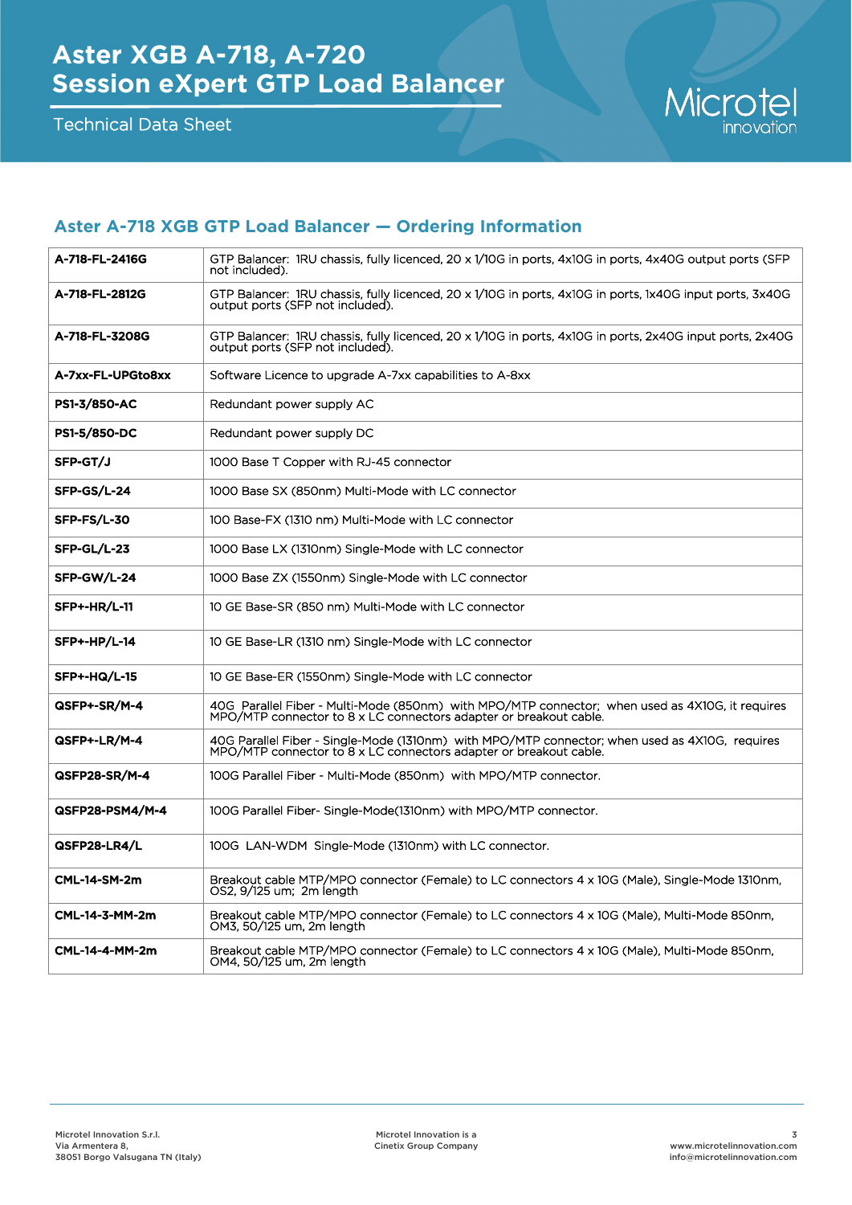## Aster A-718 XGB GTP Load Balancer — Ordering Information

| | |
|---|---|
| **A-718-FL-2416G** | GTP Balancer: 1RU chassis, fully licenced, 20 x 1/10G in ports, 4x10G in ports, 4x40G output ports (SFP not included). |
| **A-718-FL-2812G** | GTP Balancer: 1RU chassis, fully licenced, 20 x 1/10G in ports, 4x10G in ports, 1x40G input ports, 3x40G output ports (SFP not included). |
| **A-718-FL-3208G** | GTP Balancer: 1RU chassis, fully licenced, 20 x 1/10G in ports, 4x10G in ports, 2x40G input ports, 2x40G output ports (SFP not included). |
| **A-7xx-FL-UPGto8xx** | Software Licence to upgrade A-7xx capabilities to A-8xx |
| **PS1-3/850-AC** | Redundant power supply AC |
| **PS1-5/850-DC** | Redundant power supply DC |
| **SFP-GT/J** | 1000 Base T Copper with RJ-45 connector |
| **SFP-GS/L-24** | 1000 Base SX (850nm) Multi-Mode with LC connector |
| **SFP-FS/L-30** | 100 Base-FX (1310 nm) Multi-Mode with LC connector |
| **SFP-GL/L-23** | 1000 Base LX (1310nm) Single-Mode with LC connector |
| **SFP-GW/L-24** | 1000 Base ZX (1550nm) Single-Mode with LC connector |
| **SFP+-HR/L-11** | 10 GE Base-SR (850 nm) Multi-Mode with LC connector |
| **SFP+-HP/L-14** | 10 GE Base-LR (1310 nm) Single-Mode with LC connector |
| **SFP+-HQ/L-15** | 10 GE Base-ER (1550nm) Single-Mode with LC connector |
| **QSFP+-SR/M-4** | 40G Parallel Fiber - Multi-Mode (850nm) with MPO/MTP connector; when used as 4X10G, it requires MPO/MTP connector to 8 x LC connectors adapter or breakout cable. |
| **QSFP+-LR/M-4** | 40G Parallel Fiber - Single-Mode (1310nm) with MPO/MTP connector; when used as 4X10G, requires MPO/MTP connector to 8 x LC connectors adapter or breakout cable. |
| **QSFP28-SR/M-4** | 100G Parallel Fiber - Multi-Mode (850nm) with MPO/MTP connector. |
| **QSFP28-PSM4/M-4** | 100G Parallel Fiber- Single-Mode(1310nm) with MPO/MTP connector. |
| **QSFP28-LR4/L** | 100G LAN-WDM Single-Mode (1310nm) with LC connector. |
| **CML-14-SM-2m** | Breakout cable MTP/MPO connector (Female) to LC connectors 4 x 10G (Male), Single-Mode 1310nm, OS2, 9/125 um; 2m length |
| **CML-14-3-MM-2m** | Breakout cable MTP/MPO connector (Female) to LC connectors 4 x 10G (Male), Multi-Mode 850nm, OM3, 50/125 um, 2m length |
| **CML-14-4-MM-2m** | Breakout cable MTP/MPO connector (Female) to LC connectors 4 x 10G (Male), Multi-Mode 850nm, OM4, 50/125 um, 2m length |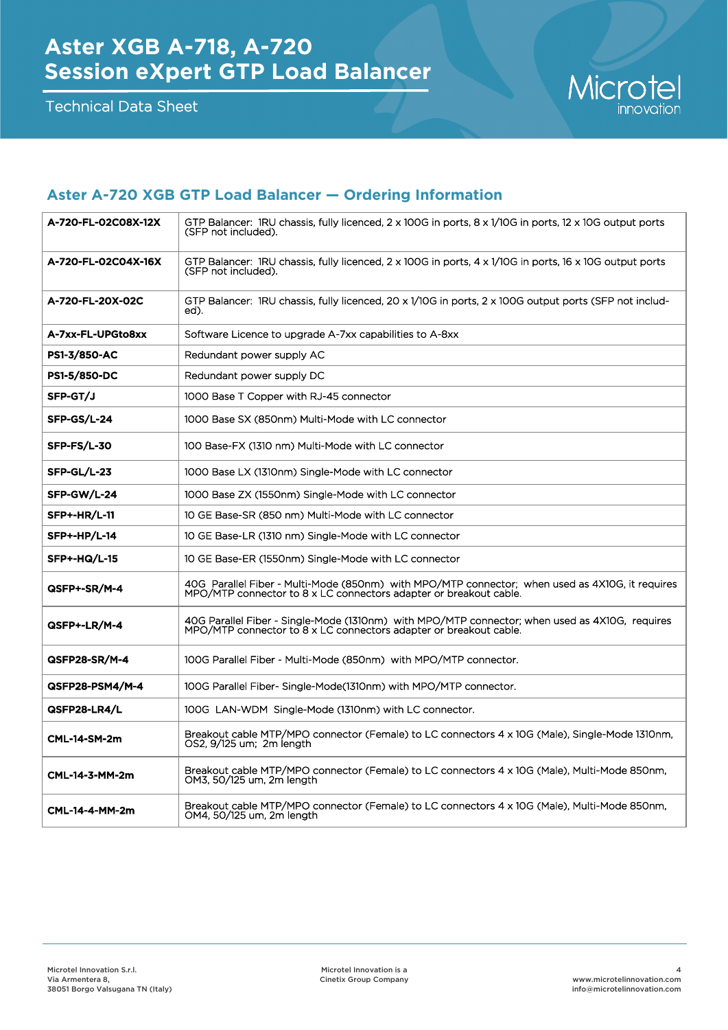# Aster XGB A-718, A-720
# Session eXpert GTP Load Balancer

Technical Data Sheet

## Aster A-720 XGB GTP Load Balancer — Ordering Information

| | |
|---|---|
| **A-720-FL-02C08X-12X** | GTP Balancer: 1RU chassis, fully licenced, 2 x 100G in ports, 8 x 1/10G in ports, 12 x 10G output ports (SFP not included). |
| **A-720-FL-02C04X-16X** | GTP Balancer: 1RU chassis, fully licenced, 2 x 100G in ports, 4 x 1/10G in ports, 16 x 10G output ports (SFP not included). |
| **A-720-FL-20X-02C** | GTP Balancer: 1RU chassis, fully licenced, 20 x 1/10G in ports, 2 x 100G output ports (SFP not included). |
| **A-7xx-FL-UPGto8xx** | Software Licence to upgrade A-7xx capabilities to A-8xx |
| **PS1-3/850-AC** | Redundant power supply AC |
| **PS1-5/850-DC** | Redundant power supply DC |
| **SFP-GT/J** | 1000 Base T Copper with RJ-45 connector |
| **SFP-GS/L-24** | 1000 Base SX (850nm) Multi-Mode with LC connector |
| **SFP-FS/L-30** | 100 Base-FX (1310 nm) Multi-Mode with LC connector |
| **SFP-GL/L-23** | 1000 Base LX (1310nm) Single-Mode with LC connector |
| **SFP-GW/L-24** | 1000 Base ZX (1550nm) Single-Mode with LC connector |
| **SFP+-HR/L-11** | 10 GE Base-SR (850 nm) Multi-Mode with LC connector |
| **SFP+-HP/L-14** | 10 GE Base-LR (1310 nm) Single-Mode with LC connector |
| **SFP+-HQ/L-15** | 10 GE Base-ER (1550nm) Single-Mode with LC connector |
| **QSFP+-SR/M-4** | 40G Parallel Fiber - Multi-Mode (850nm) with MPO/MTP connector; when used as 4X10G, it requires MPO/MTP connector to 8 x LC connectors adapter or breakout cable. |
| **QSFP+-LR/M-4** | 40G Parallel Fiber - Single-Mode (1310nm) with MPO/MTP connector; when used as 4X10G, requires MPO/MTP connector to 8 x LC connectors adapter or breakout cable. |
| **QSFP28-SR/M-4** | 100G Parallel Fiber - Multi-Mode (850nm) with MPO/MTP connector. |
| **QSFP28-PSM4/M-4** | 100G Parallel Fiber- Single-Mode(1310nm) with MPO/MTP connector. |
| **QSFP28-LR4/L** | 100G LAN-WDM Single-Mode (1310nm) with LC connector. |
| **CML-14-SM-2m** | Breakout cable MTP/MPO connector (Female) to LC connectors 4 x 10G (Male), Single-Mode 1310nm, OS2, 9/125 um; 2m length |
| **CML-14-3-MM-2m** | Breakout cable MTP/MPO connector (Female) to LC connectors 4 x 10G (Male), Multi-Mode 850nm, OM3, 50/125 um, 2m length |
| **CML-14-4-MM-2m** | Breakout cable MTP/MPO connector (Female) to LC connectors 4 x 10G (Male), Multi-Mode 850nm, OM4, 50/125 um, 2m length |

Microtel Innovation S.r.l.
Via Armentera 8,
38051 Borgo Valsugana TN (Italy)

Microtel Innovation is a
Cinetix Group Company

www.microtelinnovation.com
info@microtelinnovation.com